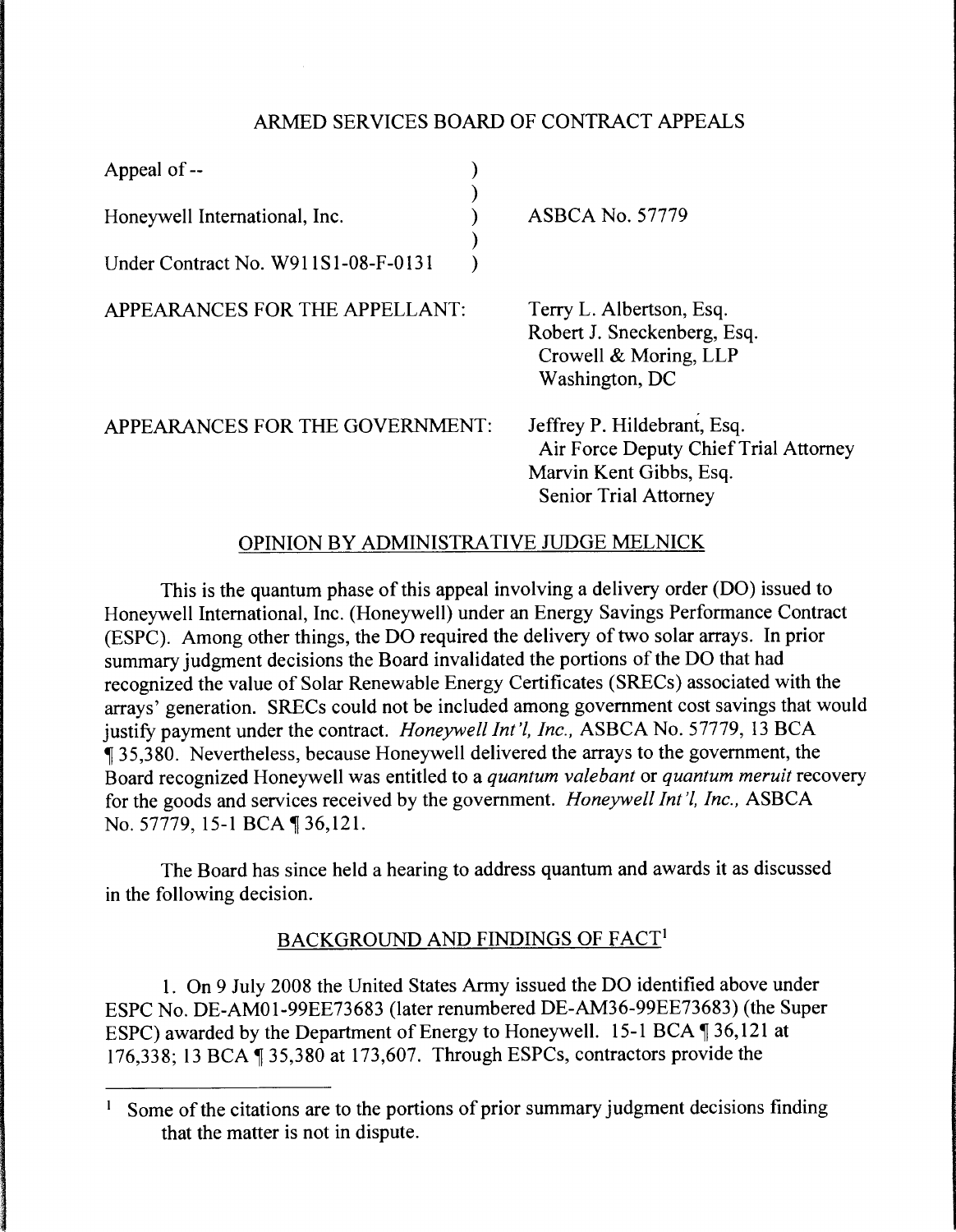# ARMED SERVICES BOARD OF CONTRACT APPEALS

| | |
|---|---|
| Appeal of -- | |
| Honeywell International, Inc. | ASBCA No. 57779 |
| Under Contract No. W911S1-08-F-0131 | |

APPEARANCES FOR THE APPELLANT:

Terry L. Albertson, Esq.
Robert J. Sneckenberg, Esq.
Crowell & Moring, LLP
Washington, DC

APPEARANCES FOR THE GOVERNMENT:

Jeffrey P. Hildebrant, Esq.
Air Force Deputy Chief Trial Attorney
Marvin Kent Gibbs, Esq.
Senior Trial Attorney

## OPINION BY ADMINISTRATIVE JUDGE MELNICK

This is the quantum phase of this appeal involving a delivery order (DO) issued to Honeywell International, Inc. (Honeywell) under an Energy Savings Performance Contract (ESPC). Among other things, the DO required the delivery of two solar arrays. In prior summary judgment decisions the Board invalidated the portions of the DO that had recognized the value of Solar Renewable Energy Certificates (SRECs) associated with the arrays' generation. SRECs could not be included among government cost savings that would justify payment under the contract. *Honeywell Int'l, Inc.*, ASBCA No. 57779, 13 BCA ¶ 35,380. Nevertheless, because Honeywell delivered the arrays to the government, the Board recognized Honeywell was entitled to a *quantum valebant* or *quantum meruit* recovery for the goods and services received by the government. *Honeywell Int'l, Inc.*, ASBCA No. 57779, 15-1 BCA ¶ 36,121.

The Board has since held a hearing to address quantum and awards it as discussed in the following decision.

## BACKGROUND AND FINDINGS OF FACT[1]

1. On 9 July 2008 the United States Army issued the DO identified above under ESPC No. DE-AM01-99EE73683 (later renumbered DE-AM36-99EE73683) (the Super ESPC) awarded by the Department of Energy to Honeywell. 15-1 BCA ¶ 36,121 at 176,338; 13 BCA ¶ 35,380 at 173,607. Through ESPCs, contractors provide the

[1] Some of the citations are to the portions of prior summary judgment decisions finding that the matter is not in dispute.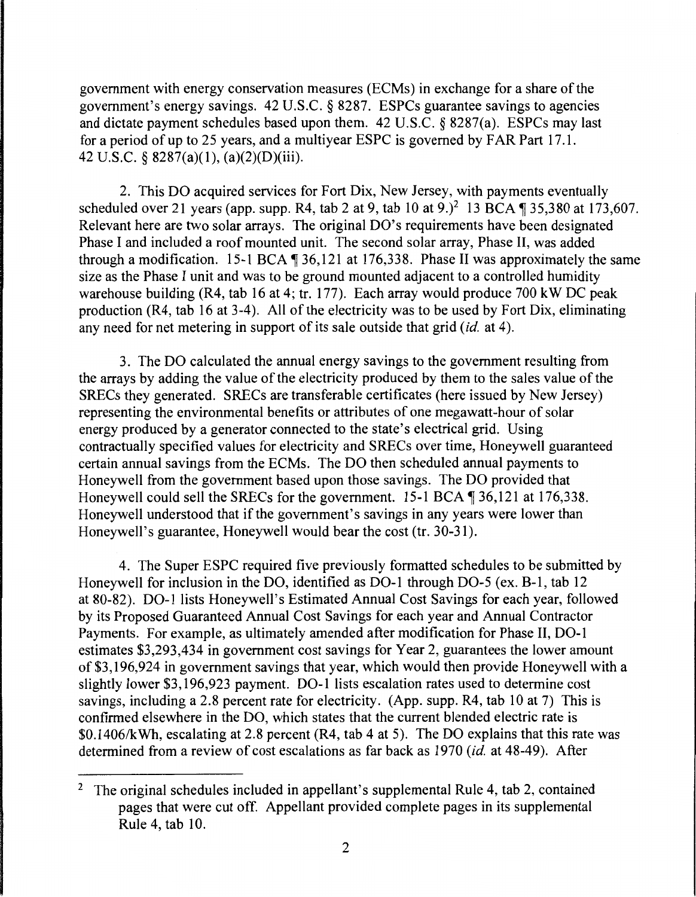government with energy conservation measures (ECMs) in exchange for a share of the government's energy savings. 42 U.S.C. § 8287. ESPCs guarantee savings to agencies and dictate payment schedules based upon them. 42 U.S.C. § 8287(a). ESPCs may last for a period of up to 25 years, and a multiyear ESPC is governed by FAR Part 17.1. 42 U.S.C. § 8287(a)(1), (a)(2)(D)(iii).

2. This DO acquired services for Fort Dix, New Jersey, with payments eventually scheduled over 21 years (app. supp. R4, tab 2 at 9, tab 10 at 9.)[2] 13 BCA ¶ 35,380 at 173,607. Relevant here are two solar arrays. The original DO's requirements have been designated Phase I and included a roof mounted unit. The second solar array, Phase II, was added through a modification. 15-1 BCA ¶ 36,121 at 176,338. Phase II was approximately the same size as the Phase I unit and was to be ground mounted adjacent to a controlled humidity warehouse building (R4, tab 16 at 4; tr. 177). Each array would produce 700 kW DC peak production (R4, tab 16 at 3-4). All of the electricity was to be used by Fort Dix, eliminating any need for net metering in support of its sale outside that grid (*id.* at 4).

3. The DO calculated the annual energy savings to the government resulting from the arrays by adding the value of the electricity produced by them to the sales value of the SRECs they generated. SRECs are transferable certificates (here issued by New Jersey) representing the environmental benefits or attributes of one megawatt-hour of solar energy produced by a generator connected to the state's electrical grid. Using contractually specified values for electricity and SRECs over time, Honeywell guaranteed certain annual savings from the ECMs. The DO then scheduled annual payments to Honeywell from the government based upon those savings. The DO provided that Honeywell could sell the SRECs for the government. 15-1 BCA ¶ 36,121 at 176,338. Honeywell understood that if the government's savings in any years were lower than Honeywell's guarantee, Honeywell would bear the cost (tr. 30-31).

4. The Super ESPC required five previously formatted schedules to be submitted by Honeywell for inclusion in the DO, identified as DO-1 through DO-5 (ex. B-1, tab 12 at 80-82). DO-1 lists Honeywell's Estimated Annual Cost Savings for each year, followed by its Proposed Guaranteed Annual Cost Savings for each year and Annual Contractor Payments. For example, as ultimately amended after modification for Phase II, DO-1 estimates $3,293,434 in government cost savings for Year 2, guarantees the lower amount of $3,196,924 in government savings that year, which would then provide Honeywell with a slightly lower $3,196,923 payment. DO-1 lists escalation rates used to determine cost savings, including a 2.8 percent rate for electricity. (App. supp. R4, tab 10 at 7) This is confirmed elsewhere in the DO, which states that the current blended electric rate is $0.1406/kWh, escalating at 2.8 percent (R4, tab 4 at 5). The DO explains that this rate was determined from a review of cost escalations as far back as 1970 (*id.* at 48-49). After

[2] The original schedules included in appellant's supplemental Rule 4, tab 2, contained pages that were cut off. Appellant provided complete pages in its supplemental Rule 4, tab 10.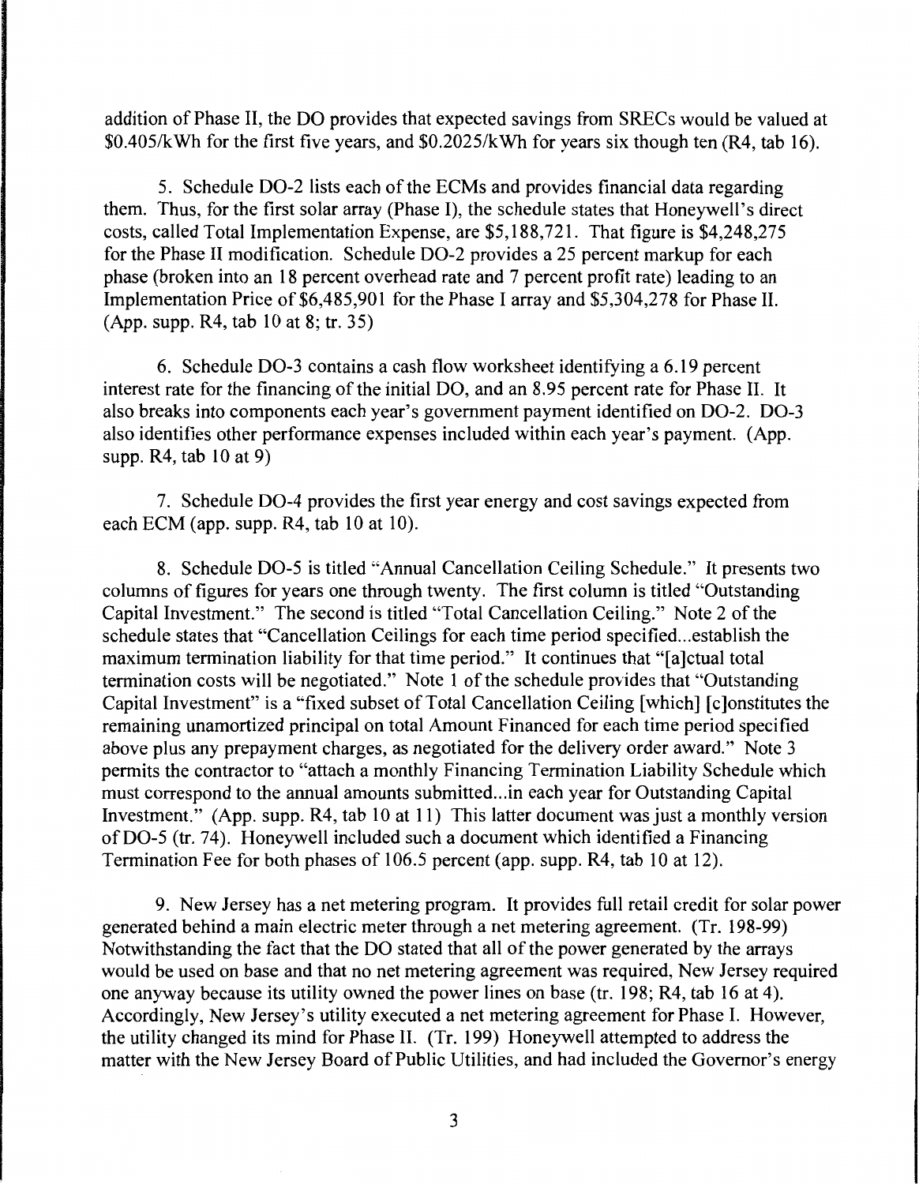addition of Phase II, the DO provides that expected savings from SRECs would be valued at \$0.405/kWh for the first five years, and \$0.2025/kWh for years six though ten (R4, tab 16).

5. Schedule DO-2 lists each of the ECMs and provides financial data regarding them. Thus, for the first solar array (Phase I), the schedule states that Honeywell's direct costs, called Total Implementation Expense, are \$5,188,721. That figure is \$4,248,275 for the Phase II modification. Schedule DO-2 provides a 25 percent markup for each phase (broken into an 18 percent overhead rate and 7 percent profit rate) leading to an Implementation Price of \$6,485,901 for the Phase I array and \$5,304,278 for Phase II. (App. supp. R4, tab 10 at 8; tr. 35)

6. Schedule DO-3 contains a cash flow worksheet identifying a 6.19 percent interest rate for the financing of the initial DO, and an 8.95 percent rate for Phase II. It also breaks into components each year's government payment identified on DO-2. DO-3 also identifies other performance expenses included within each year's payment. (App. supp. R4, tab 10 at 9)

7. Schedule DO-4 provides the first year energy and cost savings expected from each ECM (app. supp. R4, tab 10 at 10).

8. Schedule DO-5 is titled "Annual Cancellation Ceiling Schedule." It presents two columns of figures for years one through twenty. The first column is titled "Outstanding Capital Investment." The second is titled "Total Cancellation Ceiling." Note 2 of the schedule states that "Cancellation Ceilings for each time period specified...establish the maximum termination liability for that time period." It continues that "[a]ctual total termination costs will be negotiated." Note 1 of the schedule provides that "Outstanding Capital Investment" is a "fixed subset of Total Cancellation Ceiling [which] [c]onstitutes the remaining unamortized principal on total Amount Financed for each time period specified above plus any prepayment charges, as negotiated for the delivery order award." Note 3 permits the contractor to "attach a monthly Financing Termination Liability Schedule which must correspond to the annual amounts submitted...in each year for Outstanding Capital Investment." (App. supp. R4, tab 10 at 11) This latter document was just a monthly version of DO-5 (tr. 74). Honeywell included such a document which identified a Financing Termination Fee for both phases of 106.5 percent (app. supp. R4, tab 10 at 12).

9. New Jersey has a net metering program. It provides full retail credit for solar power generated behind a main electric meter through a net metering agreement. (Tr. 198-99) Notwithstanding the fact that the DO stated that all of the power generated by the arrays would be used on base and that no net metering agreement was required, New Jersey required one anyway because its utility owned the power lines on base (tr. 198; R4, tab 16 at 4). Accordingly, New Jersey's utility executed a net metering agreement for Phase I. However, the utility changed its mind for Phase II. (Tr. 199) Honeywell attempted to address the matter with the New Jersey Board of Public Utilities, and had included the Governor's energy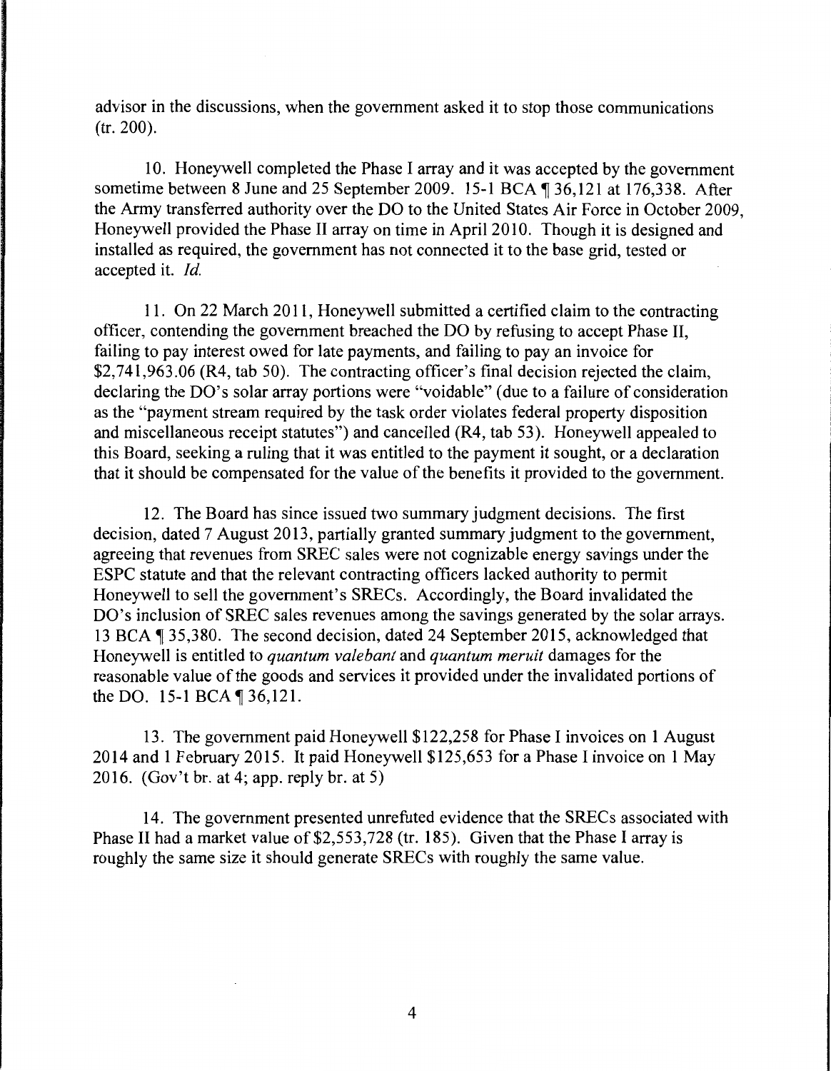advisor in the discussions, when the government asked it to stop those communications (tr. 200).

10. Honeywell completed the Phase I array and it was accepted by the government sometime between 8 June and 25 September 2009. 15-1 BCA ¶ 36,121 at 176,338. After the Army transferred authority over the DO to the United States Air Force in October 2009, Honeywell provided the Phase II array on time in April 2010. Though it is designed and installed as required, the government has not connected it to the base grid, tested or accepted it. *Id.*

11. On 22 March 2011, Honeywell submitted a certified claim to the contracting officer, contending the government breached the DO by refusing to accept Phase II, failing to pay interest owed for late payments, and failing to pay an invoice for $2,741,963.06 (R4, tab 50). The contracting officer's final decision rejected the claim, declaring the DO's solar array portions were "voidable" (due to a failure of consideration as the "payment stream required by the task order violates federal property disposition and miscellaneous receipt statutes") and cancelled (R4, tab 53). Honeywell appealed to this Board, seeking a ruling that it was entitled to the payment it sought, or a declaration that it should be compensated for the value of the benefits it provided to the government.

12. The Board has since issued two summary judgment decisions. The first decision, dated 7 August 2013, partially granted summary judgment to the government, agreeing that revenues from SREC sales were not cognizable energy savings under the ESPC statute and that the relevant contracting officers lacked authority to permit Honeywell to sell the government's SRECs. Accordingly, the Board invalidated the DO's inclusion of SREC sales revenues among the savings generated by the solar arrays. 13 BCA ¶ 35,380. The second decision, dated 24 September 2015, acknowledged that Honeywell is entitled to *quantum valebant* and *quantum meruit* damages for the reasonable value of the goods and services it provided under the invalidated portions of the DO. 15-1 BCA ¶ 36,121.

13. The government paid Honeywell $122,258 for Phase I invoices on 1 August 2014 and 1 February 2015. It paid Honeywell $125,653 for a Phase I invoice on 1 May 2016. (Gov't br. at 4; app. reply br. at 5)

14. The government presented unrefuted evidence that the SRECs associated with Phase II had a market value of $2,553,728 (tr. 185). Given that the Phase I array is roughly the same size it should generate SRECs with roughly the same value.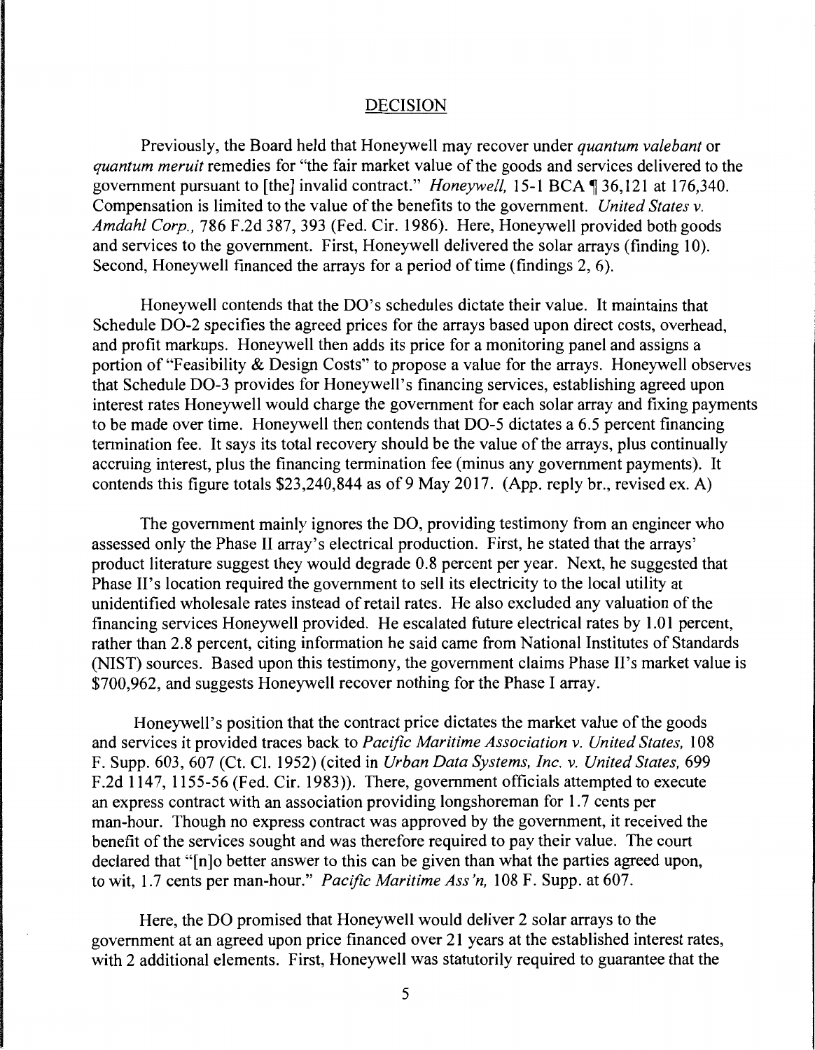## DECISION

Previously, the Board held that Honeywell may recover under *quantum valebant* or *quantum meruit* remedies for "the fair market value of the goods and services delivered to the government pursuant to [the] invalid contract." *Honeywell,* 15-1 BCA ¶ 36,121 at 176,340. Compensation is limited to the value of the benefits to the government. *United States v. Amdahl Corp.,* 786 F.2d 387, 393 (Fed. Cir. 1986). Here, Honeywell provided both goods and services to the government. First, Honeywell delivered the solar arrays (finding 10). Second, Honeywell financed the arrays for a period of time (findings 2, 6).

Honeywell contends that the DO's schedules dictate their value. It maintains that Schedule DO-2 specifies the agreed prices for the arrays based upon direct costs, overhead, and profit markups. Honeywell then adds its price for a monitoring panel and assigns a portion of "Feasibility & Design Costs" to propose a value for the arrays. Honeywell observes that Schedule DO-3 provides for Honeywell's financing services, establishing agreed upon interest rates Honeywell would charge the government for each solar array and fixing payments to be made over time. Honeywell then contends that DO-5 dictates a 6.5 percent financing termination fee. It says its total recovery should be the value of the arrays, plus continually accruing interest, plus the financing termination fee (minus any government payments). It contends this figure totals $23,240,844 as of 9 May 2017. (App. reply br., revised ex. A)

The government mainly ignores the DO, providing testimony from an engineer who assessed only the Phase II array's electrical production. First, he stated that the arrays' product literature suggest they would degrade 0.8 percent per year. Next, he suggested that Phase II's location required the government to sell its electricity to the local utility at unidentified wholesale rates instead of retail rates. He also excluded any valuation of the financing services Honeywell provided. He escalated future electrical rates by 1.01 percent, rather than 2.8 percent, citing information he said came from National Institutes of Standards (NIST) sources. Based upon this testimony, the government claims Phase II's market value is $700,962, and suggests Honeywell recover nothing for the Phase I array.

Honeywell's position that the contract price dictates the market value of the goods and services it provided traces back to *Pacific Maritime Association v. United States,* 108 F. Supp. 603, 607 (Ct. Cl. 1952) (cited in *Urban Data Systems, Inc. v. United States,* 699 F.2d 1147, 1155-56 (Fed. Cir. 1983)). There, government officials attempted to execute an express contract with an association providing longshoreman for 1.7 cents per man-hour. Though no express contract was approved by the government, it received the benefit of the services sought and was therefore required to pay their value. The court declared that "[n]o better answer to this can be given than what the parties agreed upon, to wit, 1.7 cents per man-hour." *Pacific Maritime Ass'n,* 108 F. Supp. at 607.

Here, the DO promised that Honeywell would deliver 2 solar arrays to the government at an agreed upon price financed over 21 years at the established interest rates, with 2 additional elements. First, Honeywell was statutorily required to guarantee that the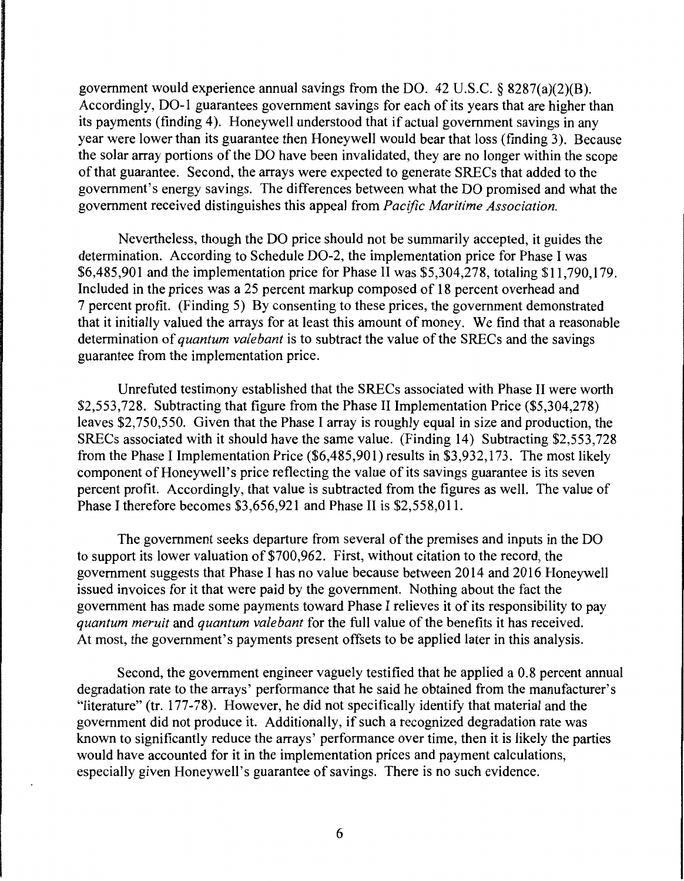government would experience annual savings from the DO. 42 U.S.C. § 8287(a)(2)(B). Accordingly, DO-1 guarantees government savings for each of its years that are higher than its payments (finding 4). Honeywell understood that if actual government savings in any year were lower than its guarantee then Honeywell would bear that loss (finding 3). Because the solar array portions of the DO have been invalidated, they are no longer within the scope of that guarantee. Second, the arrays were expected to generate SRECs that added to the government's energy savings. The differences between what the DO promised and what the government received distinguishes this appeal from *Pacific Maritime Association.*

Nevertheless, though the DO price should not be summarily accepted, it guides the determination. According to Schedule DO-2, the implementation price for Phase I was $6,485,901 and the implementation price for Phase II was $5,304,278, totaling $11,790,179. Included in the prices was a 25 percent markup composed of 18 percent overhead and 7 percent profit. (Finding 5) By consenting to these prices, the government demonstrated that it initially valued the arrays for at least this amount of money. We find that a reasonable determination of *quantum valebant* is to subtract the value of the SRECs and the savings guarantee from the implementation price.

Unrefuted testimony established that the SRECs associated with Phase II were worth $2,553,728. Subtracting that figure from the Phase II Implementation Price ($5,304,278) leaves $2,750,550. Given that the Phase I array is roughly equal in size and production, the SRECs associated with it should have the same value. (Finding 14) Subtracting $2,553,728 from the Phase I Implementation Price ($6,485,901) results in $3,932,173. The most likely component of Honeywell's price reflecting the value of its savings guarantee is its seven percent profit. Accordingly, that value is subtracted from the figures as well. The value of Phase I therefore becomes $3,656,921 and Phase II is $2,558,011.

The government seeks departure from several of the premises and inputs in the DO to support its lower valuation of $700,962. First, without citation to the record, the government suggests that Phase I has no value because between 2014 and 2016 Honeywell issued invoices for it that were paid by the government. Nothing about the fact the government has made some payments toward Phase I relieves it of its responsibility to pay *quantum meruit* and *quantum valebant* for the full value of the benefits it has received. At most, the government's payments present offsets to be applied later in this analysis.

Second, the government engineer vaguely testified that he applied a 0.8 percent annual degradation rate to the arrays' performance that he said he obtained from the manufacturer's "literature" (tr. 177-78). However, he did not specifically identify that material and the government did not produce it. Additionally, if such a recognized degradation rate was known to significantly reduce the arrays' performance over time, then it is likely the parties would have accounted for it in the implementation prices and payment calculations, especially given Honeywell's guarantee of savings. There is no such evidence.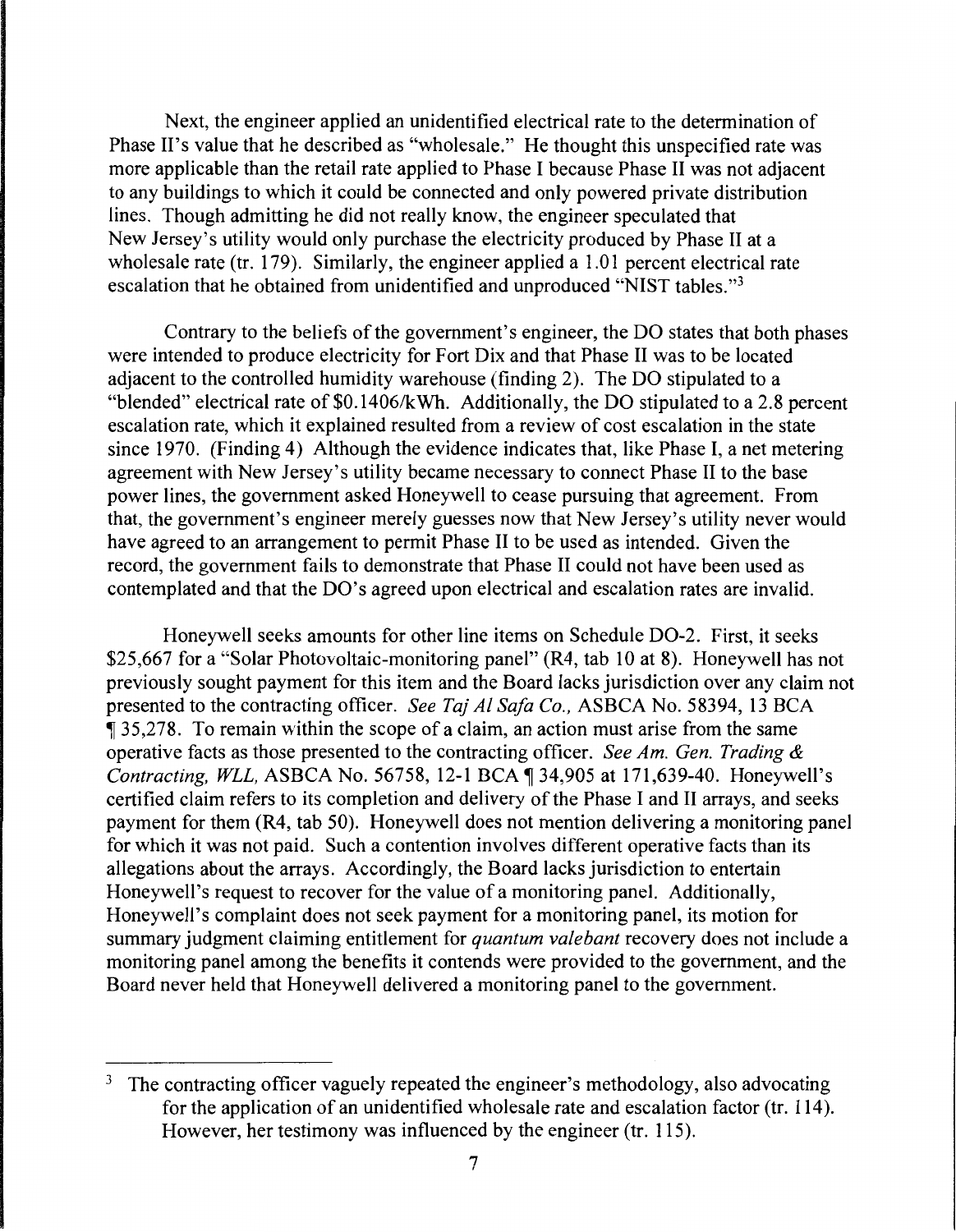Next, the engineer applied an unidentified electrical rate to the determination of Phase II's value that he described as "wholesale." He thought this unspecified rate was more applicable than the retail rate applied to Phase I because Phase II was not adjacent to any buildings to which it could be connected and only powered private distribution lines. Though admitting he did not really know, the engineer speculated that New Jersey's utility would only purchase the electricity produced by Phase II at a wholesale rate (tr. 179). Similarly, the engineer applied a 1.01 percent electrical rate escalation that he obtained from unidentified and unproduced "NIST tables."[3]

Contrary to the beliefs of the government's engineer, the DO states that both phases were intended to produce electricity for Fort Dix and that Phase II was to be located adjacent to the controlled humidity warehouse (finding 2). The DO stipulated to a "blended" electrical rate of $0.1406/kWh. Additionally, the DO stipulated to a 2.8 percent escalation rate, which it explained resulted from a review of cost escalation in the state since 1970. (Finding 4) Although the evidence indicates that, like Phase I, a net metering agreement with New Jersey's utility became necessary to connect Phase II to the base power lines, the government asked Honeywell to cease pursuing that agreement. From that, the government's engineer merely guesses now that New Jersey's utility never would have agreed to an arrangement to permit Phase II to be used as intended. Given the record, the government fails to demonstrate that Phase II could not have been used as contemplated and that the DO's agreed upon electrical and escalation rates are invalid.

Honeywell seeks amounts for other line items on Schedule DO-2. First, it seeks $25,667 for a "Solar Photovoltaic-monitoring panel" (R4, tab 10 at 8). Honeywell has not previously sought payment for this item and the Board lacks jurisdiction over any claim not presented to the contracting officer. *See Taj Al Safa Co.*, ASBCA No. 58394, 13 BCA ¶ 35,278. To remain within the scope of a claim, an action must arise from the same operative facts as those presented to the contracting officer. *See Am. Gen. Trading & Contracting, WLL*, ASBCA No. 56758, 12-1 BCA ¶ 34,905 at 171,639-40. Honeywell's certified claim refers to its completion and delivery of the Phase I and II arrays, and seeks payment for them (R4, tab 50). Honeywell does not mention delivering a monitoring panel for which it was not paid. Such a contention involves different operative facts than its allegations about the arrays. Accordingly, the Board lacks jurisdiction to entertain Honeywell's request to recover for the value of a monitoring panel. Additionally, Honeywell's complaint does not seek payment for a monitoring panel, its motion for summary judgment claiming entitlement for *quantum valebant* recovery does not include a monitoring panel among the benefits it contends were provided to the government, and the Board never held that Honeywell delivered a monitoring panel to the government.

---

[3] The contracting officer vaguely repeated the engineer's methodology, also advocating for the application of an unidentified wholesale rate and escalation factor (tr. 114). However, her testimony was influenced by the engineer (tr. 115).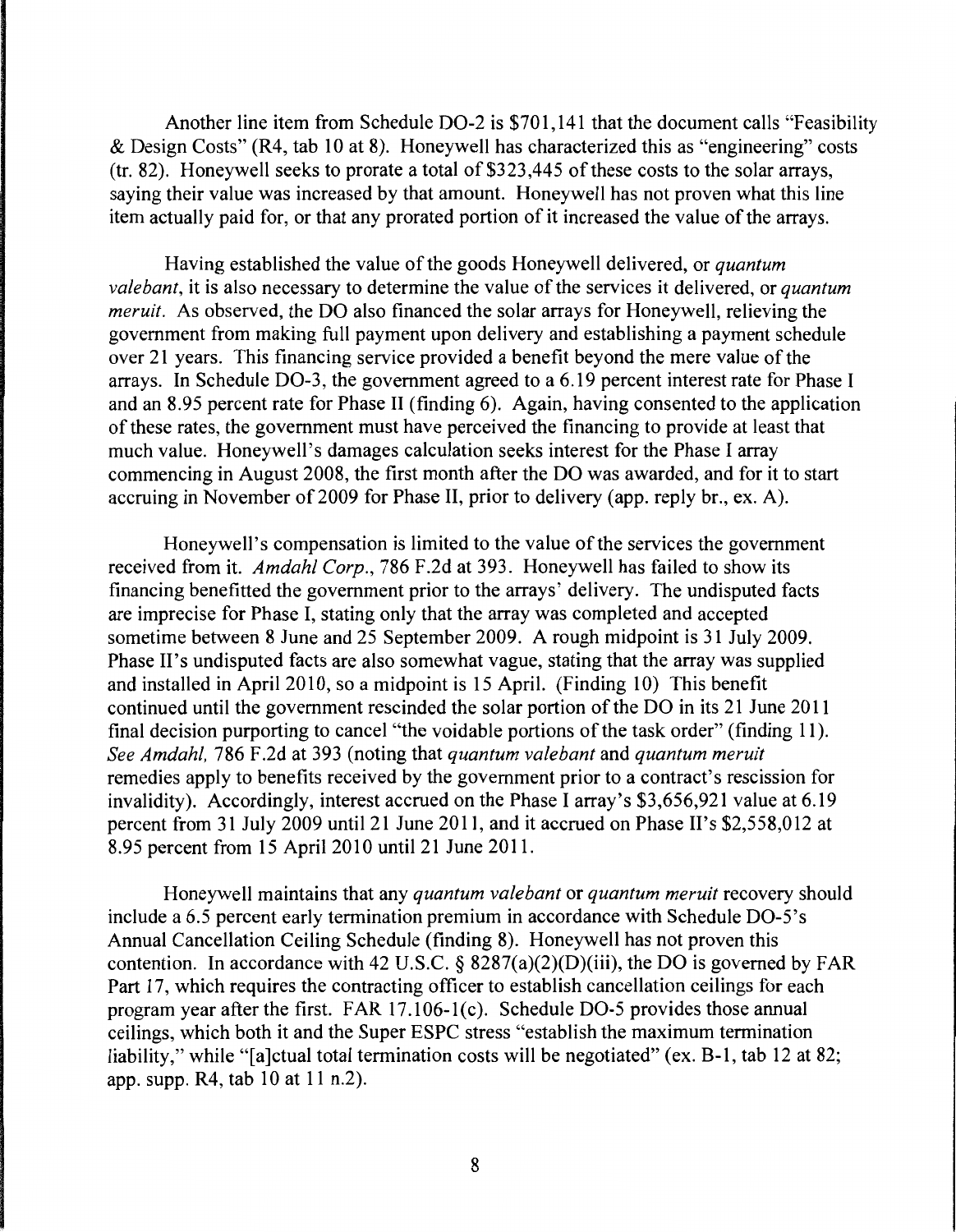Another line item from Schedule DO-2 is $701,141 that the document calls "Feasibility & Design Costs" (R4, tab 10 at 8). Honeywell has characterized this as "engineering" costs (tr. 82). Honeywell seeks to prorate a total of $323,445 of these costs to the solar arrays, saying their value was increased by that amount. Honeywell has not proven what this line item actually paid for, or that any prorated portion of it increased the value of the arrays.

Having established the value of the goods Honeywell delivered, or *quantum valebant*, it is also necessary to determine the value of the services it delivered, or *quantum meruit*. As observed, the DO also financed the solar arrays for Honeywell, relieving the government from making full payment upon delivery and establishing a payment schedule over 21 years. This financing service provided a benefit beyond the mere value of the arrays. In Schedule DO-3, the government agreed to a 6.19 percent interest rate for Phase I and an 8.95 percent rate for Phase II (finding 6). Again, having consented to the application of these rates, the government must have perceived the financing to provide at least that much value. Honeywell's damages calculation seeks interest for the Phase I array commencing in August 2008, the first month after the DO was awarded, and for it to start accruing in November of 2009 for Phase II, prior to delivery (app. reply br., ex. A).

Honeywell's compensation is limited to the value of the services the government received from it. *Amdahl Corp.*, 786 F.2d at 393. Honeywell has failed to show its financing benefitted the government prior to the arrays' delivery. The undisputed facts are imprecise for Phase I, stating only that the array was completed and accepted sometime between 8 June and 25 September 2009. A rough midpoint is 31 July 2009. Phase II's undisputed facts are also somewhat vague, stating that the array was supplied and installed in April 2010, so a midpoint is 15 April. (Finding 10) This benefit continued until the government rescinded the solar portion of the DO in its 21 June 2011 final decision purporting to cancel "the voidable portions of the task order" (finding 11). *See Amdahl*, 786 F.2d at 393 (noting that *quantum valebant* and *quantum meruit* remedies apply to benefits received by the government prior to a contract's rescission for invalidity). Accordingly, interest accrued on the Phase I array's $3,656,921 value at 6.19 percent from 31 July 2009 until 21 June 2011, and it accrued on Phase II's $2,558,012 at 8.95 percent from 15 April 2010 until 21 June 2011.

Honeywell maintains that any *quantum valebant* or *quantum meruit* recovery should include a 6.5 percent early termination premium in accordance with Schedule DO-5's Annual Cancellation Ceiling Schedule (finding 8). Honeywell has not proven this contention. In accordance with 42 U.S.C. § 8287(a)(2)(D)(iii), the DO is governed by FAR Part 17, which requires the contracting officer to establish cancellation ceilings for each program year after the first. FAR 17.106-1(c). Schedule DO-5 provides those annual ceilings, which both it and the Super ESPC stress "establish the maximum termination liability," while "[a]ctual total termination costs will be negotiated" (ex. B-1, tab 12 at 82; app. supp. R4, tab 10 at 11 n.2).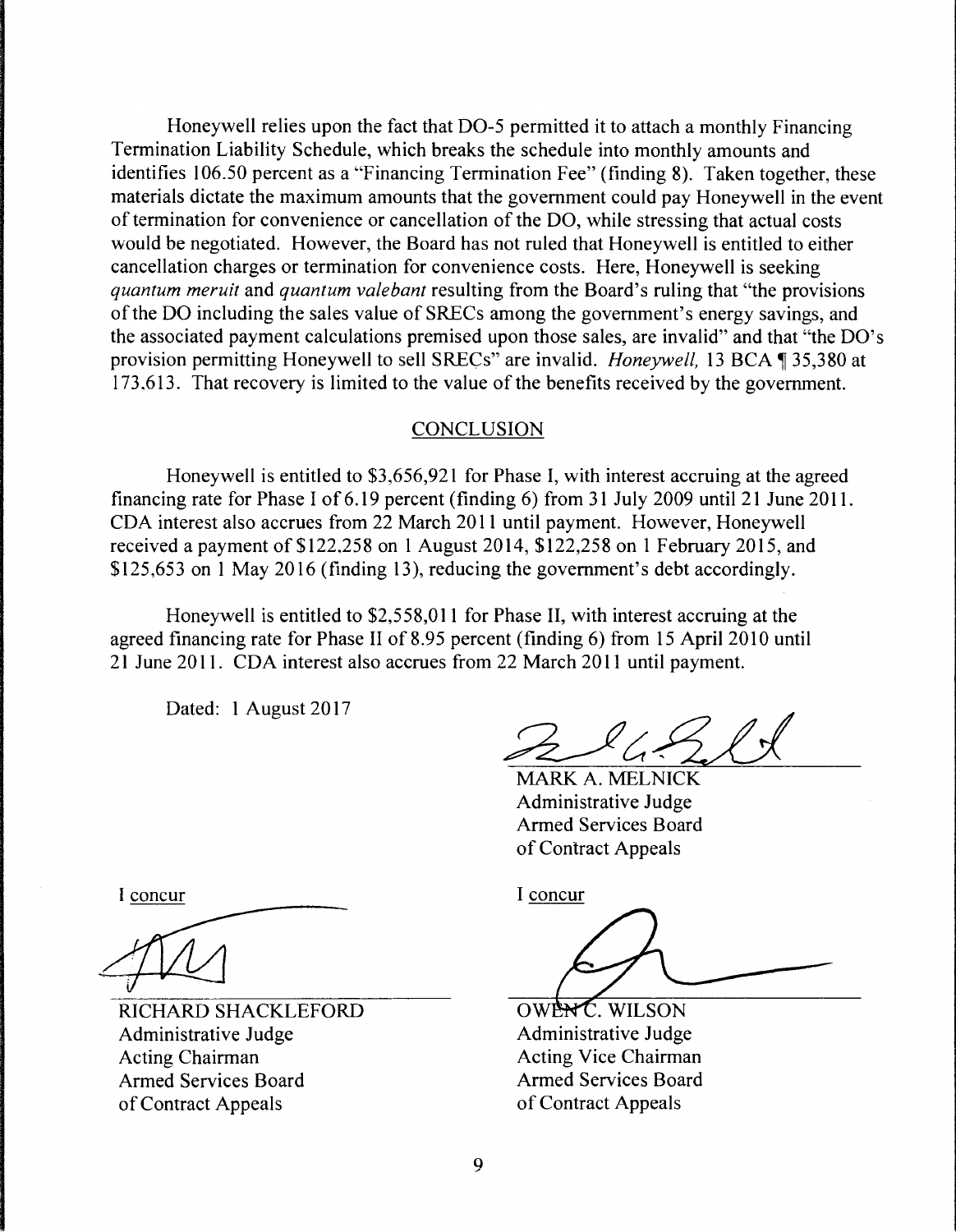Honeywell relies upon the fact that DO-5 permitted it to attach a monthly Financing Termination Liability Schedule, which breaks the schedule into monthly amounts and identifies 106.50 percent as a "Financing Termination Fee" (finding 8). Taken together, these materials dictate the maximum amounts that the government could pay Honeywell in the event of termination for convenience or cancellation of the DO, while stressing that actual costs would be negotiated. However, the Board has not ruled that Honeywell is entitled to either cancellation charges or termination for convenience costs. Here, Honeywell is seeking *quantum meruit* and *quantum valebant* resulting from the Board's ruling that "the provisions of the DO including the sales value of SRECs among the government's energy savings, and the associated payment calculations premised upon those sales, are invalid" and that "the DO's provision permitting Honeywell to sell SRECs" are invalid. *Honeywell,* 13 BCA ¶ 35,380 at 173,613. That recovery is limited to the value of the benefits received by the government.

## CONCLUSION

Honeywell is entitled to $3,656,921 for Phase I, with interest accruing at the agreed financing rate for Phase I of 6.19 percent (finding 6) from 31 July 2009 until 21 June 2011. CDA interest also accrues from 22 March 2011 until payment. However, Honeywell received a payment of $122,258 on 1 August 2014, $122,258 on 1 February 2015, and $125,653 on 1 May 2016 (finding 13), reducing the government's debt accordingly.

Honeywell is entitled to $2,558,011 for Phase II, with interest accruing at the agreed financing rate for Phase II of 8.95 percent (finding 6) from 15 April 2010 until 21 June 2011. CDA interest also accrues from 22 March 2011 until payment.

Dated: 1 August 2017

MARK A. MELNICK
Administrative Judge
Armed Services Board
of Contract Appeals

I concur

RICHARD SHACKLEFORD
Administrative Judge
Acting Chairman
Armed Services Board
of Contract Appeals

I concur

OWEN C. WILSON
Administrative Judge
Acting Vice Chairman
Armed Services Board
of Contract Appeals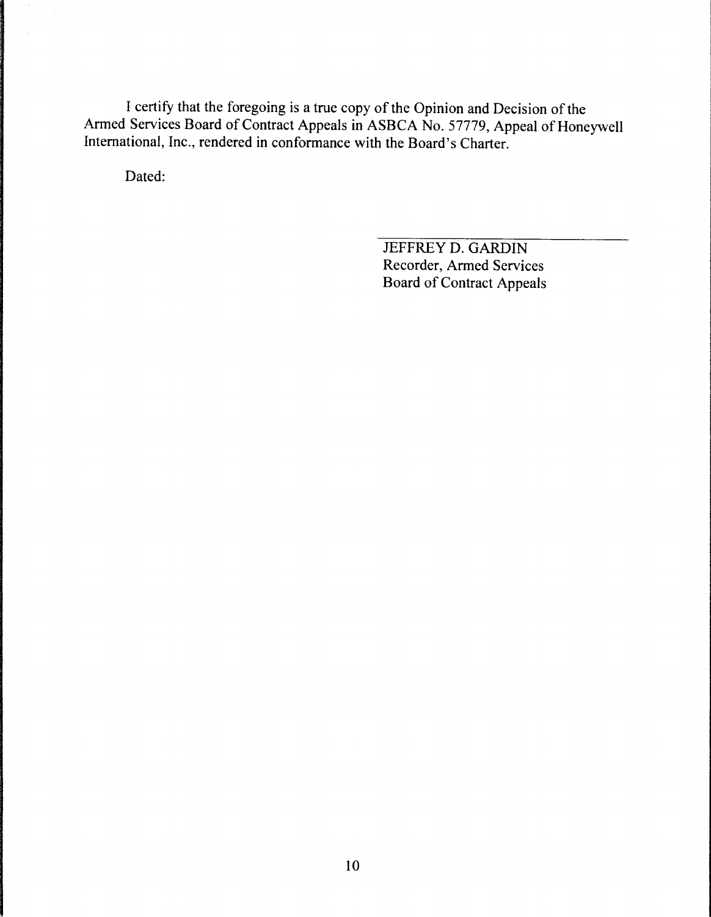I certify that the foregoing is a true copy of the Opinion and Decision of the Armed Services Board of Contract Appeals in ASBCA No. 57779, Appeal of Honeywell International, Inc., rendered in conformance with the Board's Charter.

Dated:

JEFFREY D. GARDIN
Recorder, Armed Services
Board of Contract Appeals